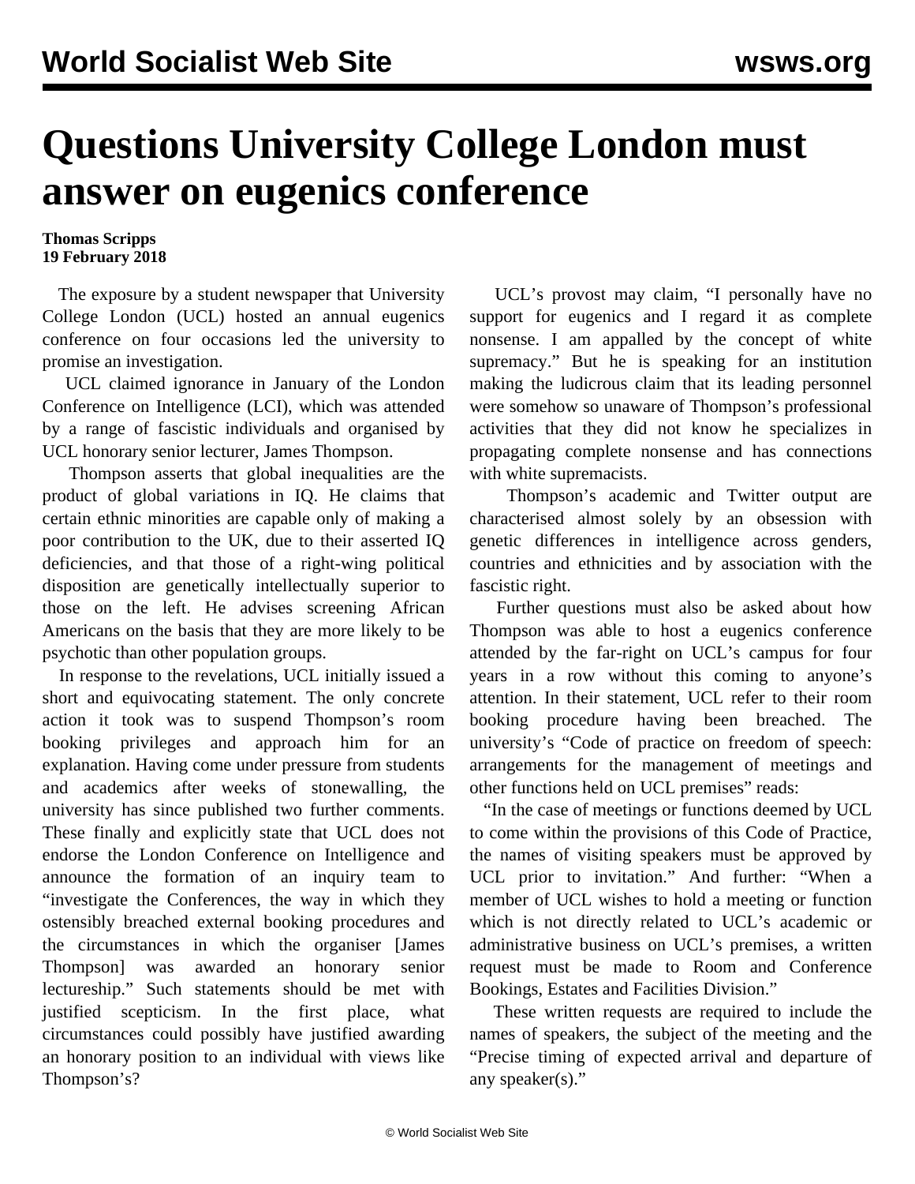# Questions University College London must answer on eugenics conference

**Thomas Scripps**
**19 February 2018**

The exposure by a student newspaper that University College London (UCL) hosted an annual eugenics conference on four occasions led the university to promise an investigation.

UCL claimed ignorance in January of the London Conference on Intelligence (LCI), which was attended by a range of fascistic individuals and organised by UCL honorary senior lecturer, James Thompson.

Thompson asserts that global inequalities are the product of global variations in IQ. He claims that certain ethnic minorities are capable only of making a poor contribution to the UK, due to their asserted IQ deficiencies, and that those of a right-wing political disposition are genetically intellectually superior to those on the left. He advises screening African Americans on the basis that they are more likely to be psychotic than other population groups.

In response to the revelations, UCL initially issued a short and equivocating statement. The only concrete action it took was to suspend Thompson's room booking privileges and approach him for an explanation. Having come under pressure from students and academics after weeks of stonewalling, the university has since published two further comments. These finally and explicitly state that UCL does not endorse the London Conference on Intelligence and announce the formation of an inquiry team to "investigate the Conferences, the way in which they ostensibly breached external booking procedures and the circumstances in which the organiser [James Thompson] was awarded an honorary senior lectureship." Such statements should be met with justified scepticism. In the first place, what circumstances could possibly have justified awarding an honorary position to an individual with views like Thompson's?

UCL's provost may claim, "I personally have no support for eugenics and I regard it as complete nonsense. I am appalled by the concept of white supremacy." But he is speaking for an institution making the ludicrous claim that its leading personnel were somehow so unaware of Thompson's professional activities that they did not know he specializes in propagating complete nonsense and has connections with white supremacists.

Thompson's academic and Twitter output are characterised almost solely by an obsession with genetic differences in intelligence across genders, countries and ethnicities and by association with the fascistic right.

Further questions must also be asked about how Thompson was able to host a eugenics conference attended by the far-right on UCL's campus for four years in a row without this coming to anyone's attention. In their statement, UCL refer to their room booking procedure having been breached. The university's "Code of practice on freedom of speech: arrangements for the management of meetings and other functions held on UCL premises" reads:

"In the case of meetings or functions deemed by UCL to come within the provisions of this Code of Practice, the names of visiting speakers must be approved by UCL prior to invitation." And further: "When a member of UCL wishes to hold a meeting or function which is not directly related to UCL's academic or administrative business on UCL's premises, a written request must be made to Room and Conference Bookings, Estates and Facilities Division."

These written requests are required to include the names of speakers, the subject of the meeting and the "Precise timing of expected arrival and departure of any speaker(s)."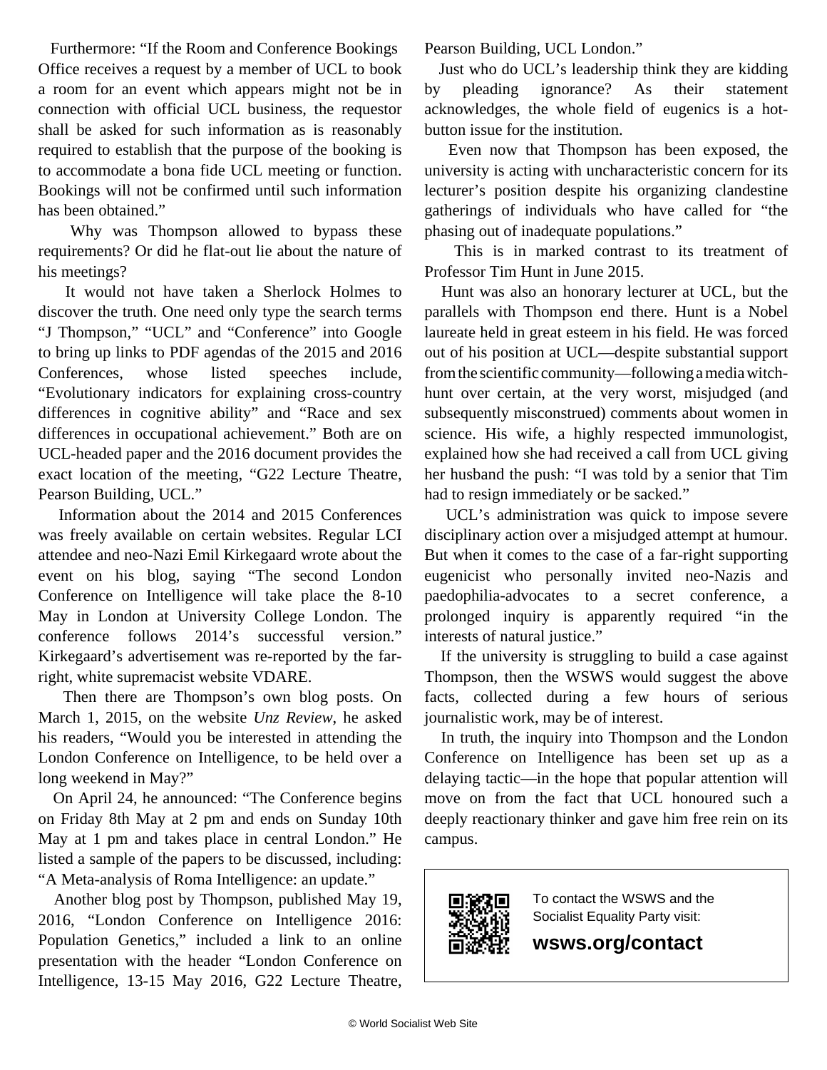Furthermore: "If the Room and Conference Bookings Office receives a request by a member of UCL to book a room for an event which appears might not be in connection with official UCL business, the requestor shall be asked for such information as is reasonably required to establish that the purpose of the booking is to accommodate a bona fide UCL meeting or function. Bookings will not be confirmed until such information has been obtained."

Why was Thompson allowed to bypass these requirements? Or did he flat-out lie about the nature of his meetings?

It would not have taken a Sherlock Holmes to discover the truth. One need only type the search terms "J Thompson," "UCL" and "Conference" into Google to bring up links to PDF agendas of the 2015 and 2016 Conferences, whose listed speeches include, "Evolutionary indicators for explaining cross-country differences in cognitive ability" and "Race and sex differences in occupational achievement." Both are on UCL-headed paper and the 2016 document provides the exact location of the meeting, "G22 Lecture Theatre, Pearson Building, UCL."

Information about the 2014 and 2015 Conferences was freely available on certain websites. Regular LCI attendee and neo-Nazi Emil Kirkegaard wrote about the event on his blog, saying "The second London Conference on Intelligence will take place the 8-10 May in London at University College London. The conference follows 2014's successful version." Kirkegaard's advertisement was re-reported by the far-right, white supremacist website VDARE.

Then there are Thompson's own blog posts. On March 1, 2015, on the website *Unz Review*, he asked his readers, "Would you be interested in attending the London Conference on Intelligence, to be held over a long weekend in May?"

On April 24, he announced: "The Conference begins on Friday 8th May at 2 pm and ends on Sunday 10th May at 1 pm and takes place in central London." He listed a sample of the papers to be discussed, including: "A Meta-analysis of Roma Intelligence: an update."

Another blog post by Thompson, published May 19, 2016, "London Conference on Intelligence 2016: Population Genetics," included a link to an online presentation with the header "London Conference on Intelligence, 13-15 May 2016, G22 Lecture Theatre, Pearson Building, UCL London."

Just who do UCL's leadership think they are kidding by pleading ignorance? As their statement acknowledges, the whole field of eugenics is a hot-button issue for the institution.

Even now that Thompson has been exposed, the university is acting with uncharacteristic concern for its lecturer's position despite his organizing clandestine gatherings of individuals who have called for "the phasing out of inadequate populations."

This is in marked contrast to its treatment of Professor Tim Hunt in June 2015.

Hunt was also an honorary lecturer at UCL, but the parallels with Thompson end there. Hunt is a Nobel laureate held in great esteem in his field. He was forced out of his position at UCL—despite substantial support from the scientific community—following a media witch-hunt over certain, at the very worst, misjudged (and subsequently misconstrued) comments about women in science. His wife, a highly respected immunologist, explained how she had received a call from UCL giving her husband the push: "I was told by a senior that Tim had to resign immediately or be sacked."

UCL's administration was quick to impose severe disciplinary action over a misjudged attempt at humour. But when it comes to the case of a far-right supporting eugenicist who personally invited neo-Nazis and paedophilia-advocates to a secret conference, a prolonged inquiry is apparently required "in the interests of natural justice."

If the university is struggling to build a case against Thompson, then the WSWS would suggest the above facts, collected during a few hours of serious journalistic work, may be of interest.

In truth, the inquiry into Thompson and the London Conference on Intelligence has been set up as a delaying tactic—in the hope that popular attention will move on from the fact that UCL honoured such a deeply reactionary thinker and gave him free rein on its campus.

To contact the WSWS and the Socialist Equality Party visit:

**wsws.org/contact**